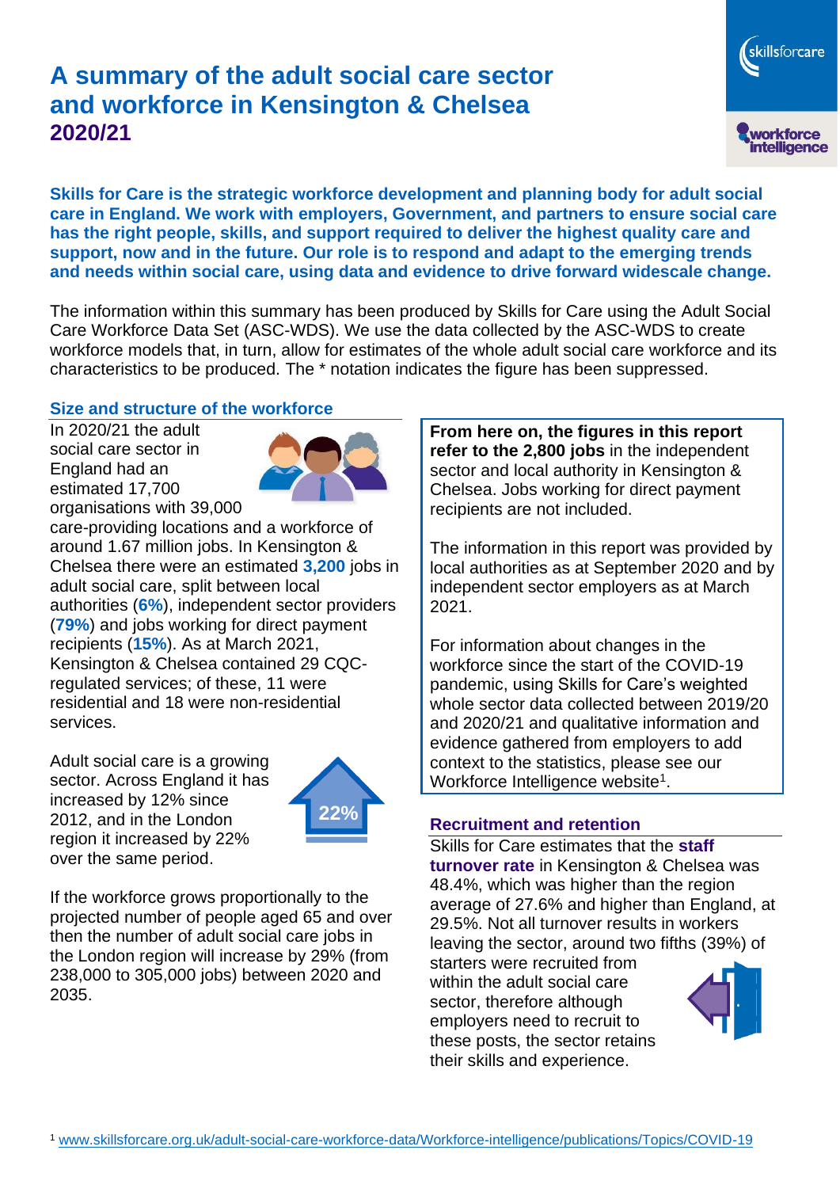# A summary of the adult social care sector and workforce in Kensington & Chelsea 2020/21

**Skills for Care is the strategic workforce development and planning body for adult social care in England. We work with employers, Government, and partners to ensure social care has the right people, skills, and support required to deliver the highest quality care and support, now and in the future. Our role is to respond and adapt to the emerging trends and needs within social care, using data and evidence to drive forward widescale change.**

The information within this summary has been produced by Skills for Care using the Adult Social Care Workforce Data Set (ASC-WDS). We use the data collected by the ASC-WDS to create workforce models that, in turn, allow for estimates of the whole adult social care workforce and its characteristics to be produced. The * notation indicates the figure has been suppressed.

## Size and structure of the workforce

In 2020/21 the adult social care sector in England had an estimated 17,700 organisations with 39,000 care-providing locations and a workforce of around 1.67 million jobs. In Kensington & Chelsea there were an estimated **3,200** jobs in adult social care, split between local authorities (**6%**), independent sector providers (**79%**) and jobs working for direct payment recipients (**15%**). As at March 2021, Kensington & Chelsea contained 29 CQC-regulated services; of these, 11 were residential and 18 were non-residential services.

Adult social care is a growing sector. Across England it has increased by 12% since 2012, and in the London region it increased by 22% over the same period.

22%

If the workforce grows proportionally to the projected number of people aged 65 and over then the number of adult social care jobs in the London region will increase by 29% (from 238,000 to 305,000 jobs) between 2020 and 2035.

**From here on, the figures in this report refer to the 2,800 jobs** in the independent sector and local authority in Kensington & Chelsea. Jobs working for direct payment recipients are not included.

The information in this report was provided by local authorities as at September 2020 and by independent sector employers as at March 2021.

For information about changes in the workforce since the start of the COVID-19 pandemic, using Skills for Care's weighted whole sector data collected between 2019/20 and 2020/21 and qualitative information and evidence gathered from employers to add context to the statistics, please see our Workforce Intelligence website[1].

## Recruitment and retention

Skills for Care estimates that the **staff turnover rate** in Kensington & Chelsea was 48.4%, which was higher than the region average of 27.6% and higher than England, at 29.5%. Not all turnover results in workers leaving the sector, around two fifths (39%) of starters were recruited from within the adult social care sector, therefore although employers need to recruit to these posts, the sector retains their skills and experience.

[1] www.skillsforcare.org.uk/adult-social-care-workforce-data/Workforce-intelligence/publications/Topics/COVID-19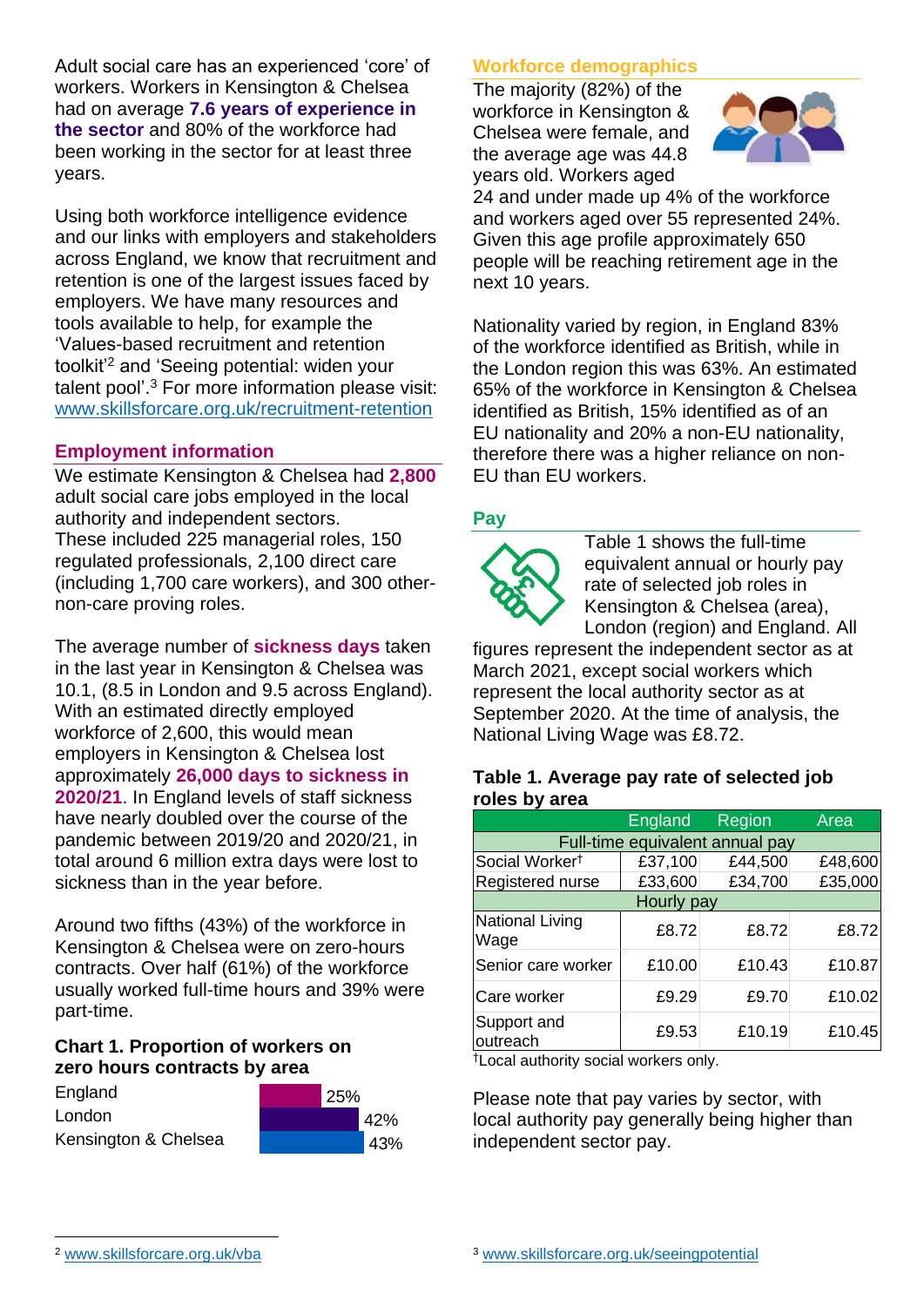Adult social care has an experienced 'core' of workers. Workers in Kensington & Chelsea had on average **7.6 years of experience in the sector** and 80% of the workforce had been working in the sector for at least three years.

Using both workforce intelligence evidence and our links with employers and stakeholders across England, we know that recruitment and retention is one of the largest issues faced by employers. We have many resources and tools available to help, for example the 'Values-based recruitment and retention toolkit'[2] and 'Seeing potential: widen your talent pool'.[3] For more information please visit: www.skillsforcare.org.uk/recruitment-retention

## Employment information

We estimate Kensington & Chelsea had **2,800** adult social care jobs employed in the local authority and independent sectors. These included 225 managerial roles, 150 regulated professionals, 2,100 direct care (including 1,700 care workers), and 300 other-non-care proving roles.

The average number of **sickness days** taken in the last year in Kensington & Chelsea was 10.1, (8.5 in London and 9.5 across England). With an estimated directly employed workforce of 2,600, this would mean employers in Kensington & Chelsea lost approximately **26,000 days to sickness in 2020/21**. In England levels of staff sickness have nearly doubled over the course of the pandemic between 2019/20 and 2020/21, in total around 6 million extra days were lost to sickness than in the year before.

Around two fifths (43%) of the workforce in Kensington & Chelsea were on zero-hours contracts. Over half (61%) of the workforce usually worked full-time hours and 39% were part-time.

### Chart 1. Proportion of workers on zero hours contracts by area

| Area | Proportion |
|---|---|
| England | 25% |
| London | 42% |
| Kensington & Chelsea | 43% |

## Workforce demographics

The majority (82%) of the workforce in Kensington & Chelsea were female, and the average age was 44.8 years old. Workers aged 24 and under made up 4% of the workforce and workers aged over 55 represented 24%. Given this age profile approximately 650 people will be reaching retirement age in the next 10 years.

Nationality varied by region, in England 83% of the workforce identified as British, while in the London region this was 63%. An estimated 65% of the workforce in Kensington & Chelsea identified as British, 15% identified as of an EU nationality and 20% a non-EU nationality, therefore there was a higher reliance on non-EU than EU workers.

## Pay

Table 1 shows the full-time equivalent annual or hourly pay rate of selected job roles in Kensington & Chelsea (area), London (region) and England. All figures represent the independent sector as at March 2021, except social workers which represent the local authority sector as at September 2020. At the time of analysis, the National Living Wage was £8.72.

### Table 1. Average pay rate of selected job roles by area

| | England | Region | Area |
|---|---|---|---|
| **Full-time equivalent annual pay** | | | |
| Social Worker† | £37,100 | £44,500 | £48,600 |
| Registered nurse | £33,600 | £34,700 | £35,000 |
| **Hourly pay** | | | |
| National Living Wage | £8.72 | £8.72 | £8.72 |
| Senior care worker | £10.00 | £10.43 | £10.87 |
| Care worker | £9.29 | £9.70 | £10.02 |
| Support and outreach | £9.53 | £10.19 | £10.45 |

†Local authority social workers only.

Please note that pay varies by sector, with local authority pay generally being higher than independent sector pay.

[2] www.skillsforcare.org.uk/vba

[3] www.skillsforcare.org.uk/seeingpotential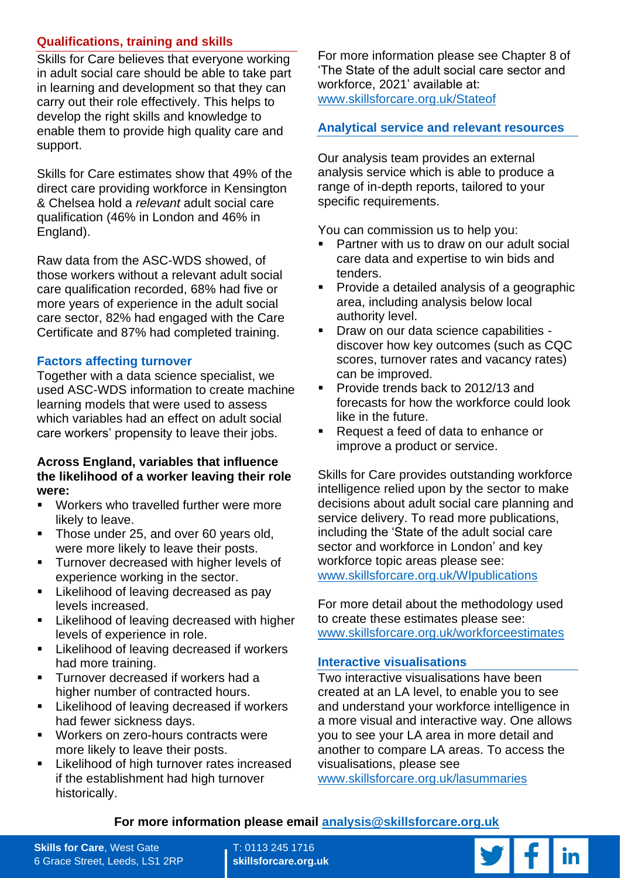## Qualifications, training and skills

Skills for Care believes that everyone working in adult social care should be able to take part in learning and development so that they can carry out their role effectively. This helps to develop the right skills and knowledge to enable them to provide high quality care and support.

Skills for Care estimates show that 49% of the direct care providing workforce in Kensington & Chelsea hold a *relevant* adult social care qualification (46% in London and 46% in England).

Raw data from the ASC-WDS showed, of those workers without a relevant adult social care qualification recorded, 68% had five or more years of experience in the adult social care sector, 82% had engaged with the Care Certificate and 87% had completed training.

## Factors affecting turnover

Together with a data science specialist, we used ASC-WDS information to create machine learning models that were used to assess which variables had an effect on adult social care workers' propensity to leave their jobs.

**Across England, variables that influence the likelihood of a worker leaving their role were:**

- Workers who travelled further were more likely to leave.
- Those under 25, and over 60 years old, were more likely to leave their posts.
- Turnover decreased with higher levels of experience working in the sector.
- Likelihood of leaving decreased as pay levels increased.
- Likelihood of leaving decreased with higher levels of experience in role.
- Likelihood of leaving decreased if workers had more training.
- Turnover decreased if workers had a higher number of contracted hours.
- Likelihood of leaving decreased if workers had fewer sickness days.
- Workers on zero-hours contracts were more likely to leave their posts.
- Likelihood of high turnover rates increased if the establishment had high turnover historically.

For more information please see Chapter 8 of 'The State of the adult social care sector and workforce, 2021' available at: www.skillsforcare.org.uk/Stateof

## Analytical service and relevant resources

Our analysis team provides an external analysis service which is able to produce a range of in-depth reports, tailored to your specific requirements.

You can commission us to help you:

- Partner with us to draw on our adult social care data and expertise to win bids and tenders.
- Provide a detailed analysis of a geographic area, including analysis below local authority level.
- Draw on our data science capabilities - discover how key outcomes (such as CQC scores, turnover rates and vacancy rates) can be improved.
- Provide trends back to 2012/13 and forecasts for how the workforce could look like in the future.
- Request a feed of data to enhance or improve a product or service.

Skills for Care provides outstanding workforce intelligence relied upon by the sector to make decisions about adult social care planning and service delivery. To read more publications, including the 'State of the adult social care sector and workforce in London' and key workforce topic areas please see: www.skillsforcare.org.uk/WIpublications

For more detail about the methodology used to create these estimates please see: www.skillsforcare.org.uk/workforceestimates

## Interactive visualisations

Two interactive visualisations have been created at an LA level, to enable you to see and understand your workforce intelligence in a more visual and interactive way. One allows you to see your LA area in more detail and another to compare LA areas. To access the visualisations, please see www.skillsforcare.org.uk/lasummaries

**For more information please email analysis@skillsforcare.org.uk**

**Skills for Care**, West Gate
6 Grace Street, Leeds, LS1 2RP

T: 0113 245 1716
**skillsforcare.org.uk**